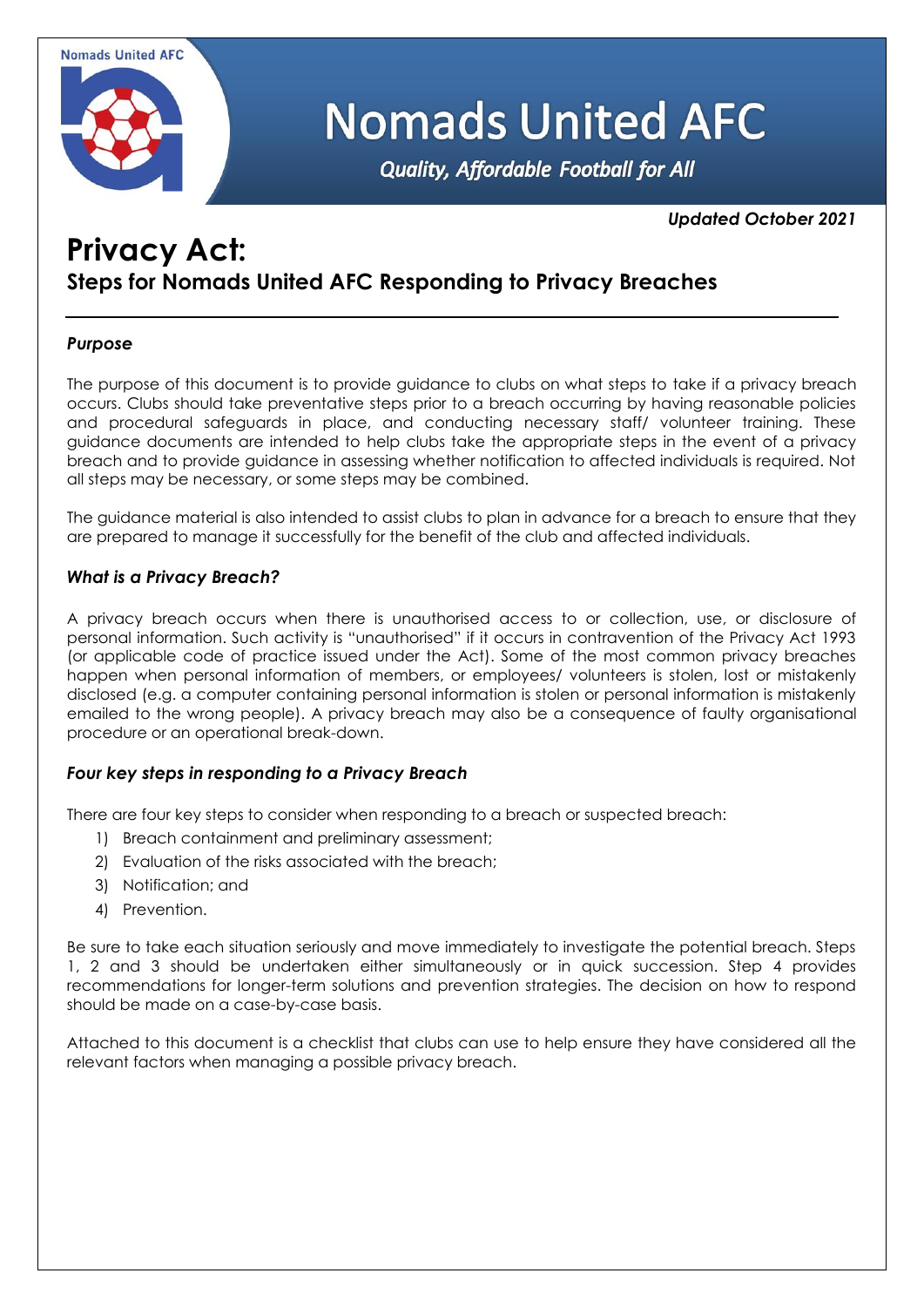Nomads United AFC

# Nomads United AFC

*Quality, Affordable Football for All*

***Updated October 2021***

# Privacy Act:

## Steps for Nomads United AFC Responding to Privacy Breaches

### *Purpose*

The purpose of this document is to provide guidance to clubs on what steps to take if a privacy breach occurs. Clubs should take preventative steps prior to a breach occurring by having reasonable policies and procedural safeguards in place, and conducting necessary staff/ volunteer training. These guidance documents are intended to help clubs take the appropriate steps in the event of a privacy breach and to provide guidance in assessing whether notification to affected individuals is required. Not all steps may be necessary, or some steps may be combined.

The guidance material is also intended to assist clubs to plan in advance for a breach to ensure that they are prepared to manage it successfully for the benefit of the club and affected individuals.

### *What is a Privacy Breach?*

A privacy breach occurs when there is unauthorised access to or collection, use, or disclosure of personal information. Such activity is "unauthorised" if it occurs in contravention of the Privacy Act 1993 (or applicable code of practice issued under the Act). Some of the most common privacy breaches happen when personal information of members, or employees/ volunteers is stolen, lost or mistakenly disclosed (e.g. a computer containing personal information is stolen or personal information is mistakenly emailed to the wrong people). A privacy breach may also be a consequence of faulty organisational procedure or an operational break-down.

### *Four key steps in responding to a Privacy Breach*

There are four key steps to consider when responding to a breach or suspected breach:

1) Breach containment and preliminary assessment;
2) Evaluation of the risks associated with the breach;
3) Notification; and
4) Prevention.

Be sure to take each situation seriously and move immediately to investigate the potential breach. Steps 1, 2 and 3 should be undertaken either simultaneously or in quick succession. Step 4 provides recommendations for longer-term solutions and prevention strategies. The decision on how to respond should be made on a case-by-case basis.

Attached to this document is a checklist that clubs can use to help ensure they have considered all the relevant factors when managing a possible privacy breach.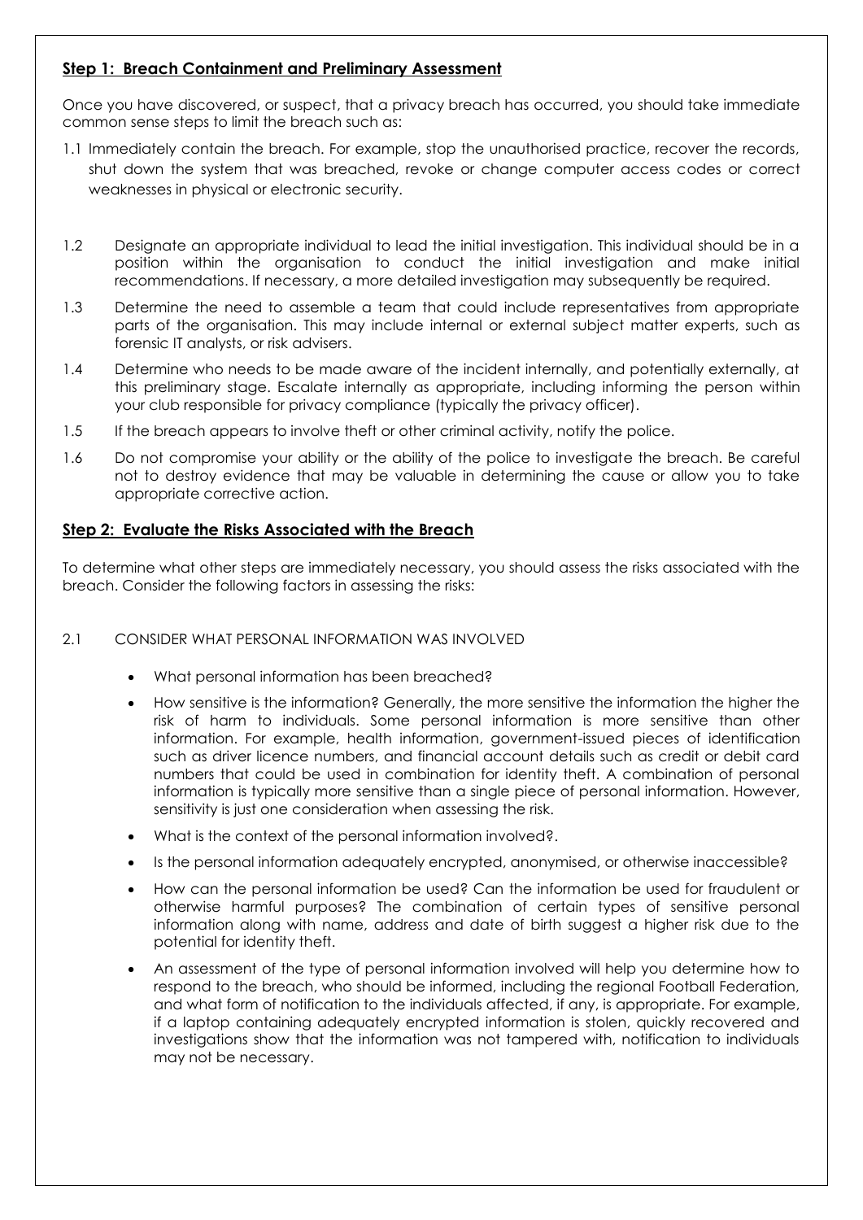## Step 1: Breach Containment and Preliminary Assessment

Once you have discovered, or suspect, that a privacy breach has occurred, you should take immediate common sense steps to limit the breach such as:

1.1 Immediately contain the breach. For example, stop the unauthorised practice, recover the records, shut down the system that was breached, revoke or change computer access codes or correct weaknesses in physical or electronic security.

1.2 Designate an appropriate individual to lead the initial investigation. This individual should be in a position within the organisation to conduct the initial investigation and make initial recommendations. If necessary, a more detailed investigation may subsequently be required.

1.3 Determine the need to assemble a team that could include representatives from appropriate parts of the organisation. This may include internal or external subject matter experts, such as forensic IT analysts, or risk advisers.

1.4 Determine who needs to be made aware of the incident internally, and potentially externally, at this preliminary stage. Escalate internally as appropriate, including informing the person within your club responsible for privacy compliance (typically the privacy officer).

1.5 If the breach appears to involve theft or other criminal activity, notify the police.

1.6 Do not compromise your ability or the ability of the police to investigate the breach. Be careful not to destroy evidence that may be valuable in determining the cause or allow you to take appropriate corrective action.

## Step 2: Evaluate the Risks Associated with the Breach

To determine what other steps are immediately necessary, you should assess the risks associated with the breach. Consider the following factors in assessing the risks:

2.1 CONSIDER WHAT PERSONAL INFORMATION WAS INVOLVED

- What personal information has been breached?
- How sensitive is the information? Generally, the more sensitive the information the higher the risk of harm to individuals. Some personal information is more sensitive than other information. For example, health information, government-issued pieces of identification such as driver licence numbers, and financial account details such as credit or debit card numbers that could be used in combination for identity theft. A combination of personal information is typically more sensitive than a single piece of personal information. However, sensitivity is just one consideration when assessing the risk.
- What is the context of the personal information involved?.
- Is the personal information adequately encrypted, anonymised, or otherwise inaccessible?
- How can the personal information be used? Can the information be used for fraudulent or otherwise harmful purposes? The combination of certain types of sensitive personal information along with name, address and date of birth suggest a higher risk due to the potential for identity theft.
- An assessment of the type of personal information involved will help you determine how to respond to the breach, who should be informed, including the regional Football Federation, and what form of notification to the individuals affected, if any, is appropriate. For example, if a laptop containing adequately encrypted information is stolen, quickly recovered and investigations show that the information was not tampered with, notification to individuals may not be necessary.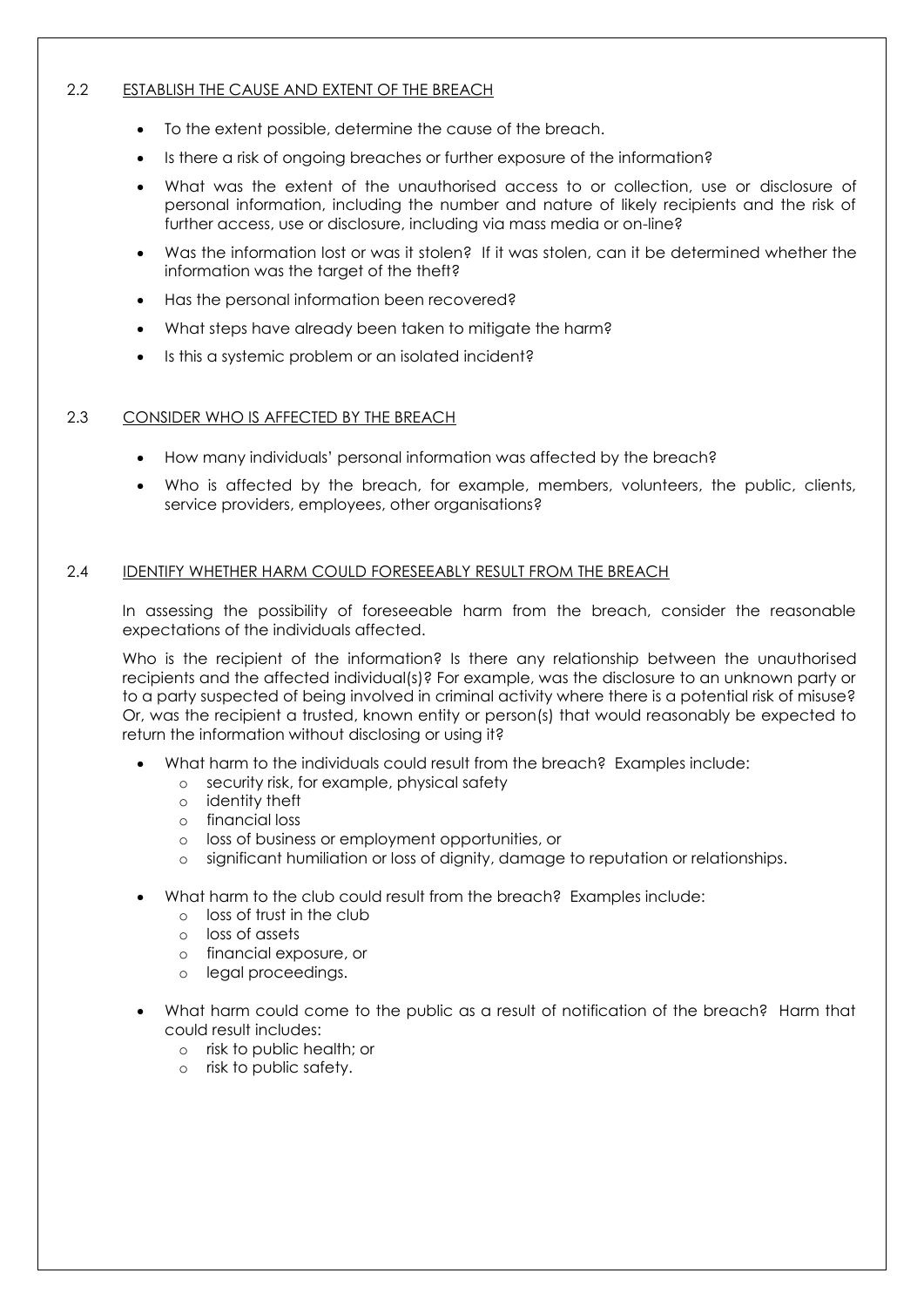## 2.2 ESTABLISH THE CAUSE AND EXTENT OF THE BREACH

- To the extent possible, determine the cause of the breach.
- Is there a risk of ongoing breaches or further exposure of the information?
- What was the extent of the unauthorised access to or collection, use or disclosure of personal information, including the number and nature of likely recipients and the risk of further access, use or disclosure, including via mass media or on-line?
- Was the information lost or was it stolen? If it was stolen, can it be determined whether the information was the target of the theft?
- Has the personal information been recovered?
- What steps have already been taken to mitigate the harm?
- Is this a systemic problem or an isolated incident?

## 2.3 CONSIDER WHO IS AFFECTED BY THE BREACH

- How many individuals' personal information was affected by the breach?
- Who is affected by the breach, for example, members, volunteers, the public, clients, service providers, employees, other organisations?

## 2.4 IDENTIFY WHETHER HARM COULD FORESEEABLY RESULT FROM THE BREACH

In assessing the possibility of foreseeable harm from the breach, consider the reasonable expectations of the individuals affected.

Who is the recipient of the information? Is there any relationship between the unauthorised recipients and the affected individual(s)? For example, was the disclosure to an unknown party or to a party suspected of being involved in criminal activity where there is a potential risk of misuse? Or, was the recipient a trusted, known entity or person(s) that would reasonably be expected to return the information without disclosing or using it?

- What harm to the individuals could result from the breach? Examples include:
  - security risk, for example, physical safety
  - identity theft
  - financial loss
  - loss of business or employment opportunities, or
  - significant humiliation or loss of dignity, damage to reputation or relationships.
- What harm to the club could result from the breach? Examples include:
  - loss of trust in the club
  - loss of assets
  - financial exposure, or
  - legal proceedings.
- What harm could come to the public as a result of notification of the breach? Harm that could result includes:
  - risk to public health; or
  - risk to public safety.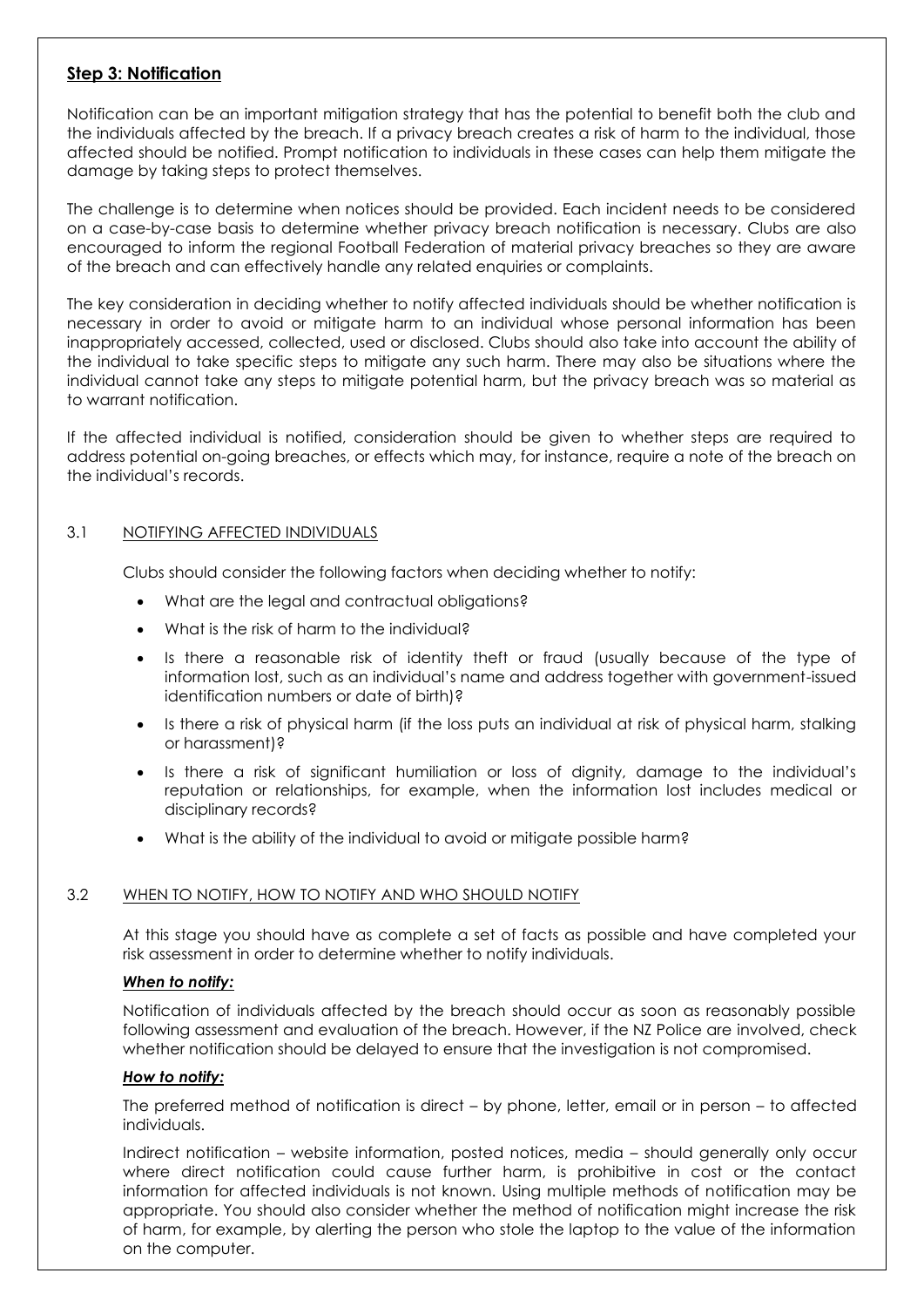## Step 3: Notification

Notification can be an important mitigation strategy that has the potential to benefit both the club and the individuals affected by the breach. If a privacy breach creates a risk of harm to the individual, those affected should be notified. Prompt notification to individuals in these cases can help them mitigate the damage by taking steps to protect themselves.

The challenge is to determine when notices should be provided. Each incident needs to be considered on a case-by-case basis to determine whether privacy breach notification is necessary. Clubs are also encouraged to inform the regional Football Federation of material privacy breaches so they are aware of the breach and can effectively handle any related enquiries or complaints.

The key consideration in deciding whether to notify affected individuals should be whether notification is necessary in order to avoid or mitigate harm to an individual whose personal information has been inappropriately accessed, collected, used or disclosed. Clubs should also take into account the ability of the individual to take specific steps to mitigate any such harm. There may also be situations where the individual cannot take any steps to mitigate potential harm, but the privacy breach was so material as to warrant notification.

If the affected individual is notified, consideration should be given to whether steps are required to address potential on-going breaches, or effects which may, for instance, require a note of the breach on the individual's records.

### 3.1 NOTIFYING AFFECTED INDIVIDUALS

Clubs should consider the following factors when deciding whether to notify:

- What are the legal and contractual obligations?
- What is the risk of harm to the individual?
- Is there a reasonable risk of identity theft or fraud (usually because of the type of information lost, such as an individual's name and address together with government-issued identification numbers or date of birth)?
- Is there a risk of physical harm (if the loss puts an individual at risk of physical harm, stalking or harassment)?
- Is there a risk of significant humiliation or loss of dignity, damage to the individual's reputation or relationships, for example, when the information lost includes medical or disciplinary records?
- What is the ability of the individual to avoid or mitigate possible harm?

### 3.2 WHEN TO NOTIFY, HOW TO NOTIFY AND WHO SHOULD NOTIFY

At this stage you should have as complete a set of facts as possible and have completed your risk assessment in order to determine whether to notify individuals.

***When to notify:***

Notification of individuals affected by the breach should occur as soon as reasonably possible following assessment and evaluation of the breach. However, if the NZ Police are involved, check whether notification should be delayed to ensure that the investigation is not compromised.

***How to notify:***

The preferred method of notification is direct – by phone, letter, email or in person – to affected individuals.

Indirect notification – website information, posted notices, media – should generally only occur where direct notification could cause further harm, is prohibitive in cost or the contact information for affected individuals is not known. Using multiple methods of notification may be appropriate. You should also consider whether the method of notification might increase the risk of harm, for example, by alerting the person who stole the laptop to the value of the information on the computer.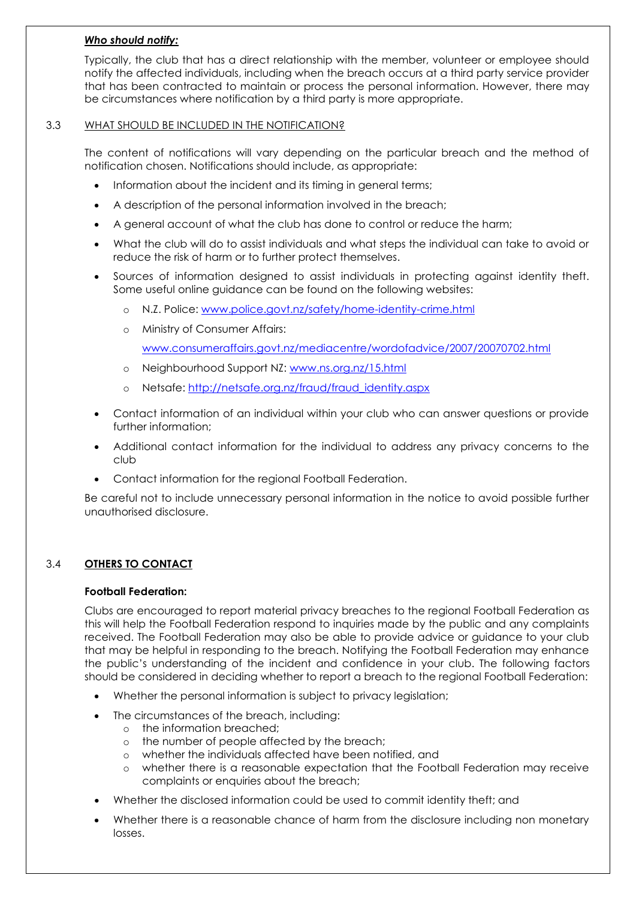***Who should notify:***

Typically, the club that has a direct relationship with the member, volunteer or employee should notify the affected individuals, including when the breach occurs at a third party service provider that has been contracted to maintain or process the personal information. However, there may be circumstances where notification by a third party is more appropriate.

### 3.3 WHAT SHOULD BE INCLUDED IN THE NOTIFICATION?

The content of notifications will vary depending on the particular breach and the method of notification chosen. Notifications should include, as appropriate:

- Information about the incident and its timing in general terms;
- A description of the personal information involved in the breach;
- A general account of what the club has done to control or reduce the harm;
- What the club will do to assist individuals and what steps the individual can take to avoid or reduce the risk of harm or to further protect themselves.
- Sources of information designed to assist individuals in protecting against identity theft. Some useful online guidance can be found on the following websites:
  - N.Z. Police: [www.police.govt.nz/safety/home-identity-crime.html](www.police.govt.nz/safety/home-identity-crime.html)
  - Ministry of Consumer Affairs:
    [www.consumeraffairs.govt.nz/mediacentre/wordofadvice/2007/20070702.html](www.consumeraffairs.govt.nz/mediacentre/wordofadvice/2007/20070702.html)
  - Neighbourhood Support NZ: [www.ns.org.nz/15.html](www.ns.org.nz/15.html)
  - Netsafe: [http://netsafe.org.nz/fraud/fraud_identity.aspx](http://netsafe.org.nz/fraud/fraud_identity.aspx)
- Contact information of an individual within your club who can answer questions or provide further information;
- Additional contact information for the individual to address any privacy concerns to the club
- Contact information for the regional Football Federation.

Be careful not to include unnecessary personal information in the notice to avoid possible further unauthorised disclosure.

### 3.4 OTHERS TO CONTACT

**Football Federation:**

Clubs are encouraged to report material privacy breaches to the regional Football Federation as this will help the Football Federation respond to inquiries made by the public and any complaints received. The Football Federation may also be able to provide advice or guidance to your club that may be helpful in responding to the breach. Notifying the Football Federation may enhance the public's understanding of the incident and confidence in your club. The following factors should be considered in deciding whether to report a breach to the regional Football Federation:

- Whether the personal information is subject to privacy legislation;
- The circumstances of the breach, including:
  - the information breached;
  - the number of people affected by the breach;
  - whether the individuals affected have been notified, and
  - whether there is a reasonable expectation that the Football Federation may receive complaints or enquiries about the breach;
- Whether the disclosed information could be used to commit identity theft; and
- Whether there is a reasonable chance of harm from the disclosure including non monetary losses.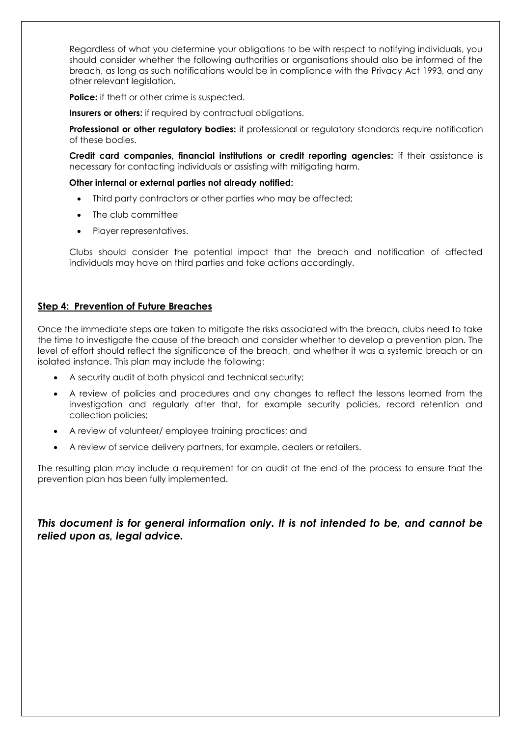Regardless of what you determine your obligations to be with respect to notifying individuals, you should consider whether the following authorities or organisations should also be informed of the breach, as long as such notifications would be in compliance with the Privacy Act 1993, and any other relevant legislation.

**Police:** if theft or other crime is suspected.

**Insurers or others:** if required by contractual obligations.

**Professional or other regulatory bodies:** if professional or regulatory standards require notification of these bodies.

**Credit card companies, financial institutions or credit reporting agencies:** if their assistance is necessary for contacting individuals or assisting with mitigating harm.

**Other internal or external parties not already notified:**

- Third party contractors or other parties who may be affected;
- The club committee
- Player representatives.

Clubs should consider the potential impact that the breach and notification of affected individuals may have on third parties and take actions accordingly.

## Step 4: Prevention of Future Breaches

Once the immediate steps are taken to mitigate the risks associated with the breach, clubs need to take the time to investigate the cause of the breach and consider whether to develop a prevention plan. The level of effort should reflect the significance of the breach, and whether it was a systemic breach or an isolated instance. This plan may include the following:

- A security audit of both physical and technical security;
- A review of policies and procedures and any changes to reflect the lessons learned from the investigation and regularly after that, for example security policies, record retention and collection policies;
- A review of volunteer/ employee training practices; and
- A review of service delivery partners, for example, dealers or retailers.

The resulting plan may include a requirement for an audit at the end of the process to ensure that the prevention plan has been fully implemented.

***This document is for general information only. It is not intended to be, and cannot be relied upon as, legal advice.***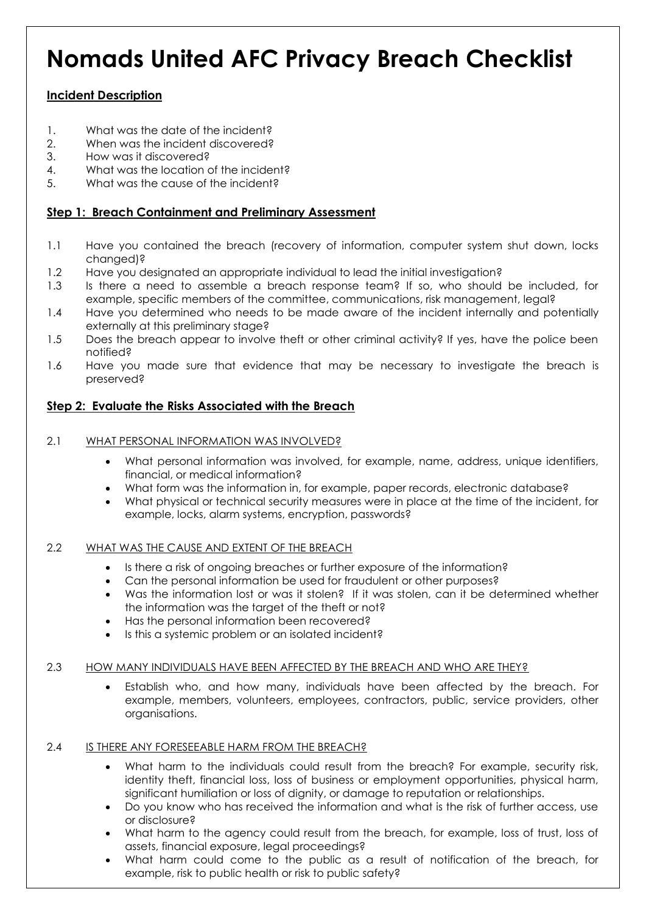# Nomads United AFC Privacy Breach Checklist

**Incident Description**

1. What was the date of the incident?
2. When was the incident discovered?
3. How was it discovered?
4. What was the location of the incident?
5. What was the cause of the incident?

## Step 1: Breach Containment and Preliminary Assessment

1.1 Have you contained the breach (recovery of information, computer system shut down, locks changed)?

1.2 Have you designated an appropriate individual to lead the initial investigation?

1.3 Is there a need to assemble a breach response team? If so, who should be included, for example, specific members of the committee, communications, risk management, legal?

1.4 Have you determined who needs to be made aware of the incident internally and potentially externally at this preliminary stage?

1.5 Does the breach appear to involve theft or other criminal activity? If yes, have the police been notified?

1.6 Have you made sure that evidence that may be necessary to investigate the breach is preserved?

## Step 2: Evaluate the Risks Associated with the Breach

### 2.1 WHAT PERSONAL INFORMATION WAS INVOLVED?

- What personal information was involved, for example, name, address, unique identifiers, financial, or medical information?
- What form was the information in, for example, paper records, electronic database?
- What physical or technical security measures were in place at the time of the incident, for example, locks, alarm systems, encryption, passwords?

### 2.2 WHAT WAS THE CAUSE AND EXTENT OF THE BREACH

- Is there a risk of ongoing breaches or further exposure of the information?
- Can the personal information be used for fraudulent or other purposes?
- Was the information lost or was it stolen? If it was stolen, can it be determined whether the information was the target of the theft or not?
- Has the personal information been recovered?
- Is this a systemic problem or an isolated incident?

### 2.3 HOW MANY INDIVIDUALS HAVE BEEN AFFECTED BY THE BREACH AND WHO ARE THEY?

- Establish who, and how many, individuals have been affected by the breach. For example, members, volunteers, employees, contractors, public, service providers, other organisations.

### 2.4 IS THERE ANY FORESEEABLE HARM FROM THE BREACH?

- What harm to the individuals could result from the breach? For example, security risk, identity theft, financial loss, loss of business or employment opportunities, physical harm, significant humiliation or loss of dignity, or damage to reputation or relationships.
- Do you know who has received the information and what is the risk of further access, use or disclosure?
- What harm to the agency could result from the breach, for example, loss of trust, loss of assets, financial exposure, legal proceedings?
- What harm could come to the public as a result of notification of the breach, for example, risk to public health or risk to public safety?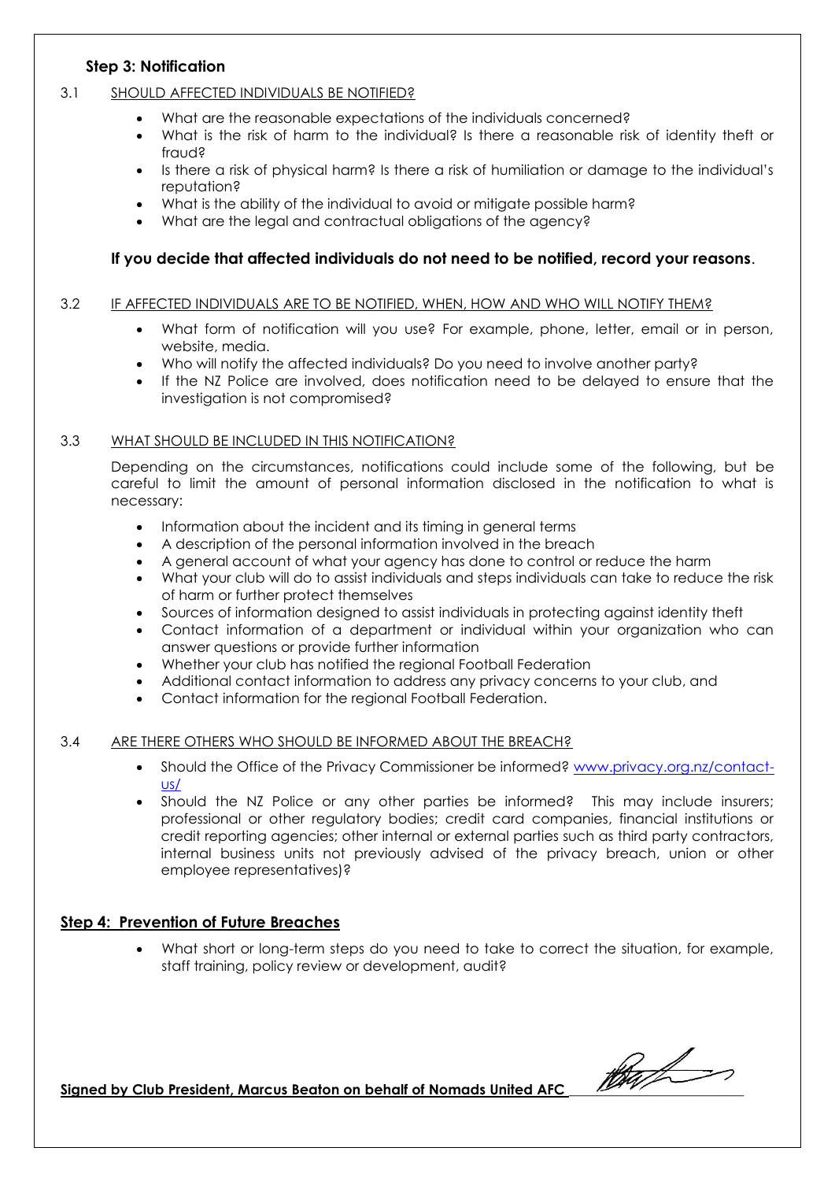### Step 3: Notification

3.1 SHOULD AFFECTED INDIVIDUALS BE NOTIFIED?

- What are the reasonable expectations of the individuals concerned?
- What is the risk of harm to the individual? Is there a reasonable risk of identity theft or fraud?
- Is there a risk of physical harm? Is there a risk of humiliation or damage to the individual's reputation?
- What is the ability of the individual to avoid or mitigate possible harm?
- What are the legal and contractual obligations of the agency?

**If you decide that affected individuals do not need to be notified, record your reasons**.

3.2 IF AFFECTED INDIVIDUALS ARE TO BE NOTIFIED, WHEN, HOW AND WHO WILL NOTIFY THEM?

- What form of notification will you use? For example, phone, letter, email or in person, website, media.
- Who will notify the affected individuals? Do you need to involve another party?
- If the NZ Police are involved, does notification need to be delayed to ensure that the investigation is not compromised?

3.3 WHAT SHOULD BE INCLUDED IN THIS NOTIFICATION?

Depending on the circumstances, notifications could include some of the following, but be careful to limit the amount of personal information disclosed in the notification to what is necessary:

- Information about the incident and its timing in general terms
- A description of the personal information involved in the breach
- A general account of what your agency has done to control or reduce the harm
- What your club will do to assist individuals and steps individuals can take to reduce the risk of harm or further protect themselves
- Sources of information designed to assist individuals in protecting against identity theft
- Contact information of a department or individual within your organization who can answer questions or provide further information
- Whether your club has notified the regional Football Federation
- Additional contact information to address any privacy concerns to your club, and
- Contact information for the regional Football Federation.

3.4 ARE THERE OTHERS WHO SHOULD BE INFORMED ABOUT THE BREACH?

- Should the Office of the Privacy Commissioner be informed? www.privacy.org.nz/contact-us/
- Should the NZ Police or any other parties be informed? This may include insurers; professional or other regulatory bodies; credit card companies, financial institutions or credit reporting agencies; other internal or external parties such as third party contractors, internal business units not previously advised of the privacy breach, union or other employee representatives)?

### Step 4: Prevention of Future Breaches

- What short or long-term steps do you need to take to correct the situation, for example, staff training, policy review or development, audit?

**Signed by Club President, Marcus Beaton on behalf of Nomads United AFC** ____________________